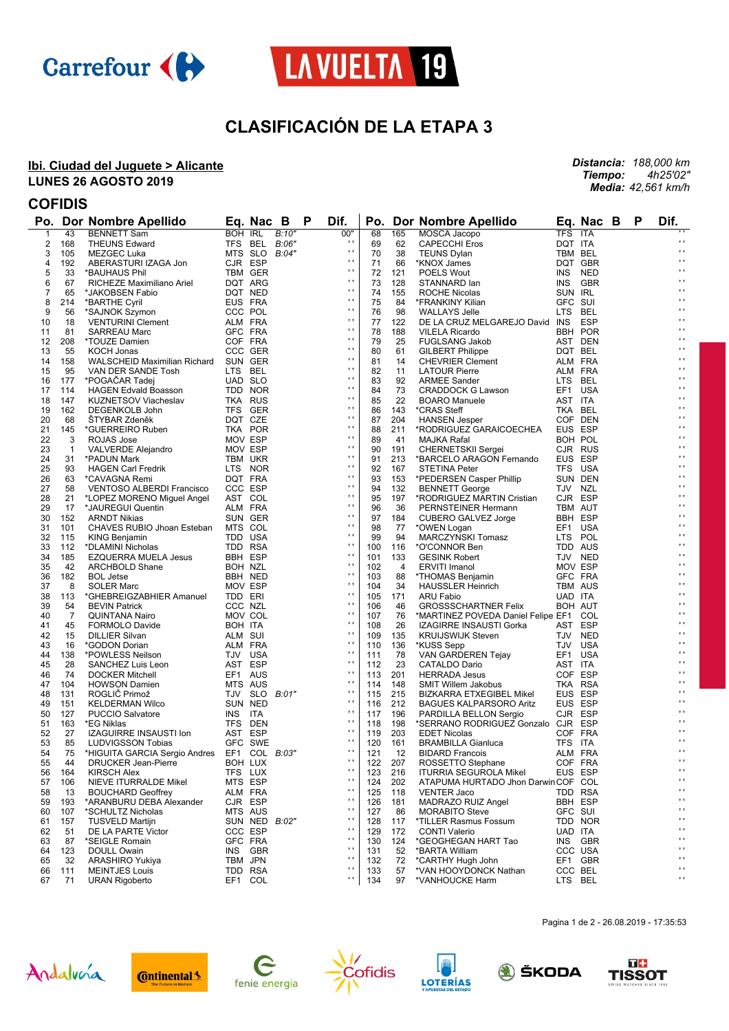# CLASIFICACIÓN DE LA ETAPA 3

**Ibi. Ciudad del Juguete > Alicante**
**LUNES 26 AGOSTO 2019**

***Distancia:*** *188,000 km*
***Tiempo:*** *4h25'02"*
***Media:*** *42,561 km/h*

## COFIDIS

| Po. | Dor | Nombre Apellido | Eq. | Nac | B | P | Dif. |
|---|---|---|---|---|---|---|---|
| 1 | 43 | BENNETT Sam | BOH | IRL | B:10" | | 00" |
| 2 | 168 | THEUNS Edward | TFS | BEL | B:06" | | '' |
| 3 | 105 | MEZGEC Luka | MTS | SLO | B:04" | | '' |
| 4 | 192 | ABERASTURI IZAGA Jon | CJR | ESP | | | '' |
| 5 | 33 | *BAUHAUS Phil | TBM | GER | | | '' |
| 6 | 67 | RICHEZE Maximiliano Ariel | DQT | ARG | | | '' |
| 7 | 65 | *JAKOBSEN Fabio | DQT | NED | | | '' |
| 8 | 214 | *BARTHE Cyril | EUS | FRA | | | '' |
| 9 | 56 | *SAJNOK Szymon | CCC | POL | | | '' |
| 10 | 18 | VENTURINI Clement | ALM | FRA | | | '' |
| 11 | 81 | SARREAU Marc | GFC | FRA | | | '' |
| 12 | 208 | *TOUZE Damien | COF | FRA | | | '' |
| 13 | 55 | KOCH Jonas | CCC | GER | | | '' |
| 14 | 158 | WALSCHEID Maximilian Richard | SUN | GER | | | '' |
| 15 | 95 | VAN DER SANDE Tosh | LTS | BEL | | | '' |
| 16 | 177 | *POGAČAR Tadej | UAD | SLO | | | '' |
| 17 | 114 | HAGEN Edvald Boasson | TDD | NOR | | | '' |
| 18 | 147 | KUZNETSOV Viacheslav | TKA | RUS | | | '' |
| 19 | 162 | DEGENKOLB John | TFS | GER | | | '' |
| 20 | 68 | ŠTYBAR Zdeněk | DQT | CZE | | | '' |
| 21 | 145 | *GUERREIRO Ruben | TKA | POR | | | '' |
| 22 | 3 | ROJAS Jose | MOV | ESP | | | '' |
| 23 | 1 | VALVERDE Alejandro | MOV | ESP | | | '' |
| 24 | 31 | *PADUN Mark | TBM | UKR | | | '' |
| 25 | 93 | HAGEN Carl Fredrik | LTS | NOR | | | '' |
| 26 | 63 | *CAVAGNA Remi | DQT | FRA | | | '' |
| 27 | 58 | VENTOSO ALBERDI Francisco | CCC | ESP | | | '' |
| 28 | 21 | *LOPEZ MORENO Miguel Angel | AST | COL | | | '' |
| 29 | 17 | *JAUREGUI Quentin | ALM | FRA | | | '' |
| 30 | 152 | ARNDT Nikias | SUN | GER | | | '' |
| 31 | 101 | CHAVES RUBIO Jhoan Esteban | MTS | COL | | | '' |
| 32 | 115 | KING Benjamin | TDD | USA | | | '' |
| 33 | 112 | *DLAMINI Nicholas | TDD | RSA | | | '' |
| 34 | 185 | EZQUERRA MUELA Jesus | BBH | ESP | | | '' |
| 35 | 42 | ARCHBOLD Shane | BOH | NZL | | | '' |
| 36 | 182 | BOL Jetse | BBH | NED | | | '' |
| 37 | 8 | SOLER Marc | MOV | ESP | | | '' |
| 38 | 113 | *GHEBREIGZABHIER Amanuel | TDD | ERI | | | '' |
| 39 | 54 | BEVIN Patrick | CCC | NZL | | | '' |
| 40 | 7 | QUINTANA Nairo | MOV | COL | | | '' |
| 41 | 45 | FORMOLO Davide | BOH | ITA | | | '' |
| 42 | 15 | DILLIER Silvan | ALM | SUI | | | '' |
| 43 | 16 | *GODON Dorian | ALM | FRA | | | '' |
| 44 | 138 | *POWLESS Neilson | TJV | USA | | | '' |
| 45 | 28 | SANCHEZ Luis Leon | AST | ESP | | | '' |
| 46 | 74 | DOCKER Mitchell | EF1 | AUS | | | '' |
| 47 | 104 | HOWSON Damien | MTS | AUS | | | '' |
| 48 | 131 | ROGLIČ Primož | TJV | SLO | B:01" | | '' |
| 49 | 151 | KELDERMAN Wilco | SUN | NED | | | '' |
| 50 | 127 | PUCCIO Salvatore | INS | ITA | | | '' |
| 51 | 163 | *EG Niklas | TFS | DEN | | | '' |
| 52 | 27 | IZAGUIRRE INSAUSTI Ion | AST | ESP | | | '' |
| 53 | 85 | LUDVIGSSON Tobias | GFC | SWE | | | '' |
| 54 | 75 | *HIGUITA GARCIA Sergio Andres | EF1 | COL | B:03" | | '' |
| 55 | 44 | DRUCKER Jean-Pierre | BOH | LUX | | | '' |
| 56 | 164 | KIRSCH Alex | TFS | LUX | | | '' |
| 57 | 106 | NIEVE ITURRALDE Mikel | MTS | ESP | | | '' |
| 58 | 13 | BOUCHARD Geoffrey | ALM | FRA | | | '' |
| 59 | 193 | *ARANBURU DEBA Alexander | CJR | ESP | | | '' |
| 60 | 107 | *SCHULTZ Nicholas | MTS | AUS | | | '' |
| 61 | 157 | TUSVELD Martijn | SUN | NED | B:02" | | '' |
| 62 | 51 | DE LA PARTE Victor | CCC | ESP | | | '' |
| 63 | 87 | *SEIGLE Romain | GFC | FRA | | | '' |
| 64 | 123 | DOULL Owain | INS | GBR | | | '' |
| 65 | 32 | ARASHIRO Yukiya | TBM | JPN | | | '' |
| 66 | 111 | MEINTJES Louis | TDD | RSA | | | '' |
| 67 | 71 | URAN Rigoberto | EF1 | COL | | | '' |
| 68 | 165 | MOSCA Jacopo | TFS | ITA | | | '' |
| 69 | 62 | CAPECCHI Eros | DQT | ITA | | | '' |
| 70 | 38 | TEUNS Dylan | TBM | BEL | | | '' |
| 71 | 66 | *KNOX James | DQT | GBR | | | '' |
| 72 | 121 | POELS Wout | INS | NED | | | '' |
| 73 | 128 | STANNARD Ian | INS | GBR | | | '' |
| 74 | 155 | ROCHE Nicolas | SUN | IRL | | | '' |
| 75 | 84 | *FRANKINY Kilian | GFC | SUI | | | '' |
| 76 | 98 | WALLAYS Jelle | LTS | BEL | | | '' |
| 77 | 122 | DE LA CRUZ MELGAREJO David | INS | ESP | | | '' |
| 78 | 188 | VILELA Ricardo | BBH | POR | | | '' |
| 79 | 25 | FUGLSANG Jakob | AST | DEN | | | '' |
| 80 | 61 | GILBERT Philippe | DQT | BEL | | | '' |
| 81 | 14 | CHEVRIER Clement | ALM | FRA | | | '' |
| 82 | 11 | LATOUR Pierre | ALM | FRA | | | '' |
| 83 | 92 | ARMEE Sander | LTS | BEL | | | '' |
| 84 | 73 | CRADDOCK G Lawson | EF1 | USA | | | '' |
| 85 | 22 | BOARO Manuele | AST | ITA | | | '' |
| 86 | 143 | *CRAS Steff | TKA | BEL | | | '' |
| 87 | 204 | HANSEN Jesper | COF | DEN | | | '' |
| 88 | 211 | *RODRIGUEZ GARAICOECHEA | EUS | ESP | | | '' |
| 89 | 41 | MAJKA Rafal | BOH | POL | | | '' |
| 90 | 191 | CHERNETSKII Sergei | CJR | RUS | | | '' |
| 91 | 213 | *BARCELO ARAGON Fernando | EUS | ESP | | | '' |
| 92 | 167 | STETINA Peter | TFS | USA | | | '' |
| 93 | 153 | *PEDERSEN Casper Phillip | SUN | DEN | | | '' |
| 94 | 132 | BENNETT George | TJV | NZL | | | '' |
| 95 | 197 | *RODRIGUEZ MARTIN Cristian | CJR | ESP | | | '' |
| 96 | 36 | PERNSTEINER Hermann | TBM | AUT | | | '' |
| 97 | 184 | CUBERO GALVEZ Jorge | BBH | ESP | | | '' |
| 98 | 77 | *OWEN Logan | EF1 | USA | | | '' |
| 99 | 94 | MARCZYNSKI Tomasz | LTS | POL | | | '' |
| 100 | 116 | *O'CONNOR Ben | TDD | AUS | | | '' |
| 101 | 133 | GESINK Robert | TJV | NED | | | '' |
| 102 | 4 | ERVITI Imanol | MOV | ESP | | | '' |
| 103 | 88 | *THOMAS Benjamin | GFC | FRA | | | '' |
| 104 | 34 | HAUSSLER Heinrich | TBM | AUS | | | '' |
| 105 | 171 | ARU Fabio | UAD | ITA | | | '' |
| 106 | 46 | GROSSSCHARTNER Felix | BOH | AUT | | | '' |
| 107 | 76 | *MARTINEZ POVEDA Daniel Felipe | EF1 | COL | | | '' |
| 108 | 26 | IZAGIRRE INSAUSTI Gorka | AST | ESP | | | '' |
| 109 | 135 | KRUIJSWIJK Steven | TJV | NED | | | '' |
| 110 | 136 | *KUSS Sepp | TJV | USA | | | '' |
| 111 | 78 | VAN GARDEREN Tejay | EF1 | USA | | | '' |
| 112 | 23 | CATALDO Dario | AST | ITA | | | '' |
| 113 | 201 | HERRADA Jesus | COF | ESP | | | '' |
| 114 | 148 | SMIT Willem Jakobus | TKA | RSA | | | '' |
| 115 | 215 | BIZKARRA ETXEGIBEL Mikel | EUS | ESP | | | '' |
| 116 | 212 | BAGUES KALPARSORO Aritz | EUS | ESP | | | '' |
| 117 | 196 | PARDILLA BELLON Sergio | CJR | ESP | | | '' |
| 118 | 198 | *SERRANO RODRIGUEZ Gonzalo | CJR | ESP | | | '' |
| 119 | 203 | EDET Nicolas | COF | FRA | | | '' |
| 120 | 161 | BRAMBILLA Gianluca | TFS | ITA | | | '' |
| 121 | 12 | BIDARD Francois | ALM | FRA | | | '' |
| 122 | 207 | ROSSETTO Stephane | COF | FRA | | | '' |
| 123 | 216 | ITURRIA SEGUROLA Mikel | EUS | ESP | | | '' |
| 124 | 202 | ATAPUMA HURTADO Jhon Darwin | COF | COL | | | '' |
| 125 | 118 | VENTER Jaco | TDD | RSA | | | '' |
| 126 | 181 | MADRAZO RUIZ Angel | BBH | ESP | | | '' |
| 127 | 86 | MORABITO Steve | GFC | SUI | | | '' |
| 128 | 117 | *TILLER Rasmus Fossum | TDD | NOR | | | '' |
| 129 | 172 | CONTI Valerio | UAD | ITA | | | '' |
| 130 | 124 | *GEOGHEGAN HART Tao | INS | GBR | | | '' |
| 131 | 52 | *BARTA William | CCC | USA | | | '' |
| 132 | 72 | *CARTHY Hugh John | EF1 | GBR | | | '' |
| 133 | 57 | *VAN HOOYDONCK Nathan | CCC | BEL | | | '' |
| 134 | 97 | *VANHOUCKE Harm | LTS | BEL | | | '' |

Pagina 1 de 2 - 26.08.2019 - 17:35:53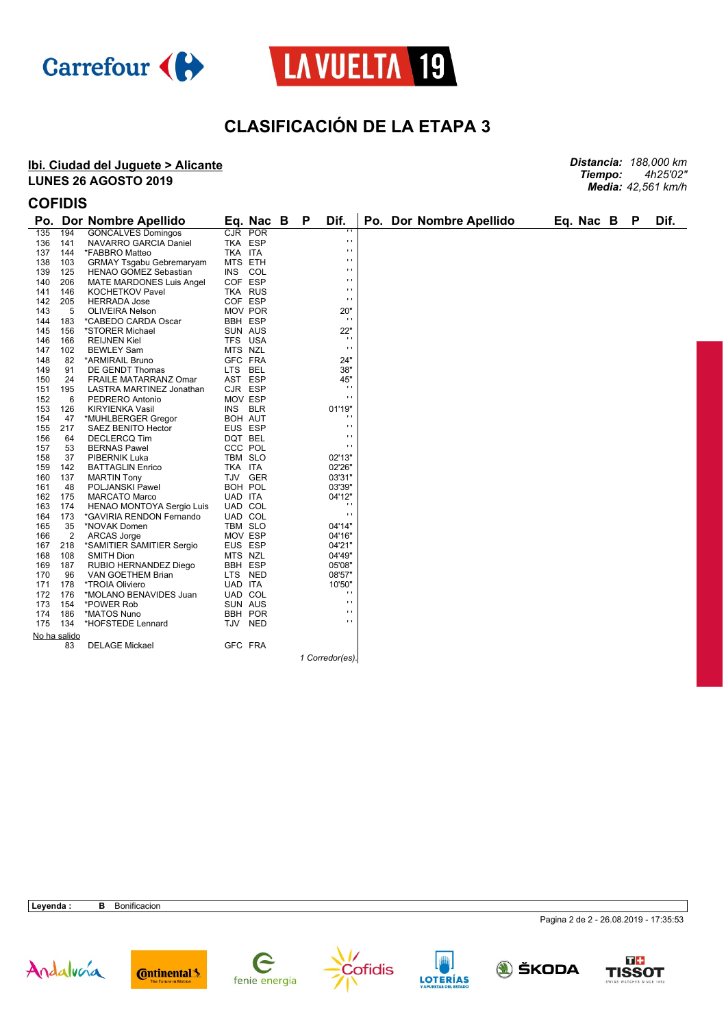## CLASIFICACIÓN DE LA ETAPA 3

**Ibi. Ciudad del Juguete > Alicante**
**LUNES 26 AGOSTO 2019**

***Distancia:*** *188,000 km*
***Tiempo:*** *4h25'02"*
***Media:*** *42,561 km/h*

## COFIDIS

| Po. | Dor | Nombre Apellido | Eq. | Nac | B | P | Dif. |
|---|---|---|---|---|---|---|---|
| 135 | 194 | GONCALVES Domingos | CJR | POR | | | ' ' |
| 136 | 141 | NAVARRO GARCIA Daniel | TKA | ESP | | | ' ' |
| 137 | 144 | *FABBRO Matteo | TKA | ITA | | | ' ' |
| 138 | 103 | GRMAY Tsgabu Gebremaryam | MTS | ETH | | | ' ' |
| 139 | 125 | HENAO GOMEZ Sebastian | INS | COL | | | ' ' |
| 140 | 206 | MATE MARDONES Luis Angel | COF | ESP | | | ' ' |
| 141 | 146 | KOCHETKOV Pavel | TKA | RUS | | | ' ' |
| 142 | 205 | HERRADA Jose | COF | ESP | | | ' ' |
| 143 | 5 | OLIVEIRA Nelson | MOV | POR | | | 20" |
| 144 | 183 | *CABEDO CARDA Oscar | BBH | ESP | | | ' ' |
| 145 | 156 | *STORER Michael | SUN | AUS | | | 22" |
| 146 | 166 | REIJNEN Kiel | TFS | USA | | | ' ' |
| 147 | 102 | BEWLEY Sam | MTS | NZL | | | ' ' |
| 148 | 82 | *ARMIRAIL Bruno | GFC | FRA | | | 24" |
| 149 | 91 | DE GENDT Thomas | LTS | BEL | | | 38" |
| 150 | 24 | FRAILE MATARRANZ Omar | AST | ESP | | | 45" |
| 151 | 195 | LASTRA MARTINEZ Jonathan | CJR | ESP | | | ' ' |
| 152 | 6 | PEDRERO Antonio | MOV | ESP | | | ' ' |
| 153 | 126 | KIRYIENKA Vasil | INS | BLR | | | 01'19" |
| 154 | 47 | *MUHLBERGER Gregor | BOH | AUT | | | ' ' |
| 155 | 217 | SAEZ BENITO Hector | EUS | ESP | | | ' ' |
| 156 | 64 | DECLERCQ Tim | DQT | BEL | | | ' ' |
| 157 | 53 | BERNAS Pawel | CCC | POL | | | ' ' |
| 158 | 37 | PIBERNIK Luka | TBM | SLO | | | 02'13" |
| 159 | 142 | BATTAGLIN Enrico | TKA | ITA | | | 02'26" |
| 160 | 137 | MARTIN Tony | TJV | GER | | | 03'31" |
| 161 | 48 | POLJANSKI Pawel | BOH | POL | | | 03'39" |
| 162 | 175 | MARCATO Marco | UAD | ITA | | | 04'12" |
| 163 | 174 | HENAO MONTOYA Sergio Luis | UAD | COL | | | ' ' |
| 164 | 173 | *GAVIRIA RENDON Fernando | UAD | COL | | | ' ' |
| 165 | 35 | *NOVAK Domen | TBM | SLO | | | 04'14" |
| 166 | 2 | ARCAS Jorge | MOV | ESP | | | 04'16" |
| 167 | 218 | *SAMITIER SAMITIER Sergio | EUS | ESP | | | 04'21" |
| 168 | 108 | SMITH Dion | MTS | NZL | | | 04'49" |
| 169 | 187 | RUBIO HERNANDEZ Diego | BBH | ESP | | | 05'08" |
| 170 | 96 | VAN GOETHEM Brian | LTS | NED | | | 08'57" |
| 171 | 178 | *TROIA Oliviero | UAD | ITA | | | 10'50" |
| 172 | 176 | *MOLANO BENAVIDES Juan | UAD | COL | | | ' ' |
| 173 | 154 | *POWER Rob | SUN | AUS | | | ' ' |
| 174 | 186 | *MATOS Nuno | BBH | POR | | | ' ' |
| 175 | 134 | *HOFSTEDE Lennard | TJV | NED | | | ' ' |

**No ha salido**

| Dor | Nombre Apellido | Eq. | Nac |
|---|---|---|---|
| 83 | DELAGE Mickael | GFC | FRA |

*1 Corredor(es).*

**Leyenda :** **B** Bonificacion